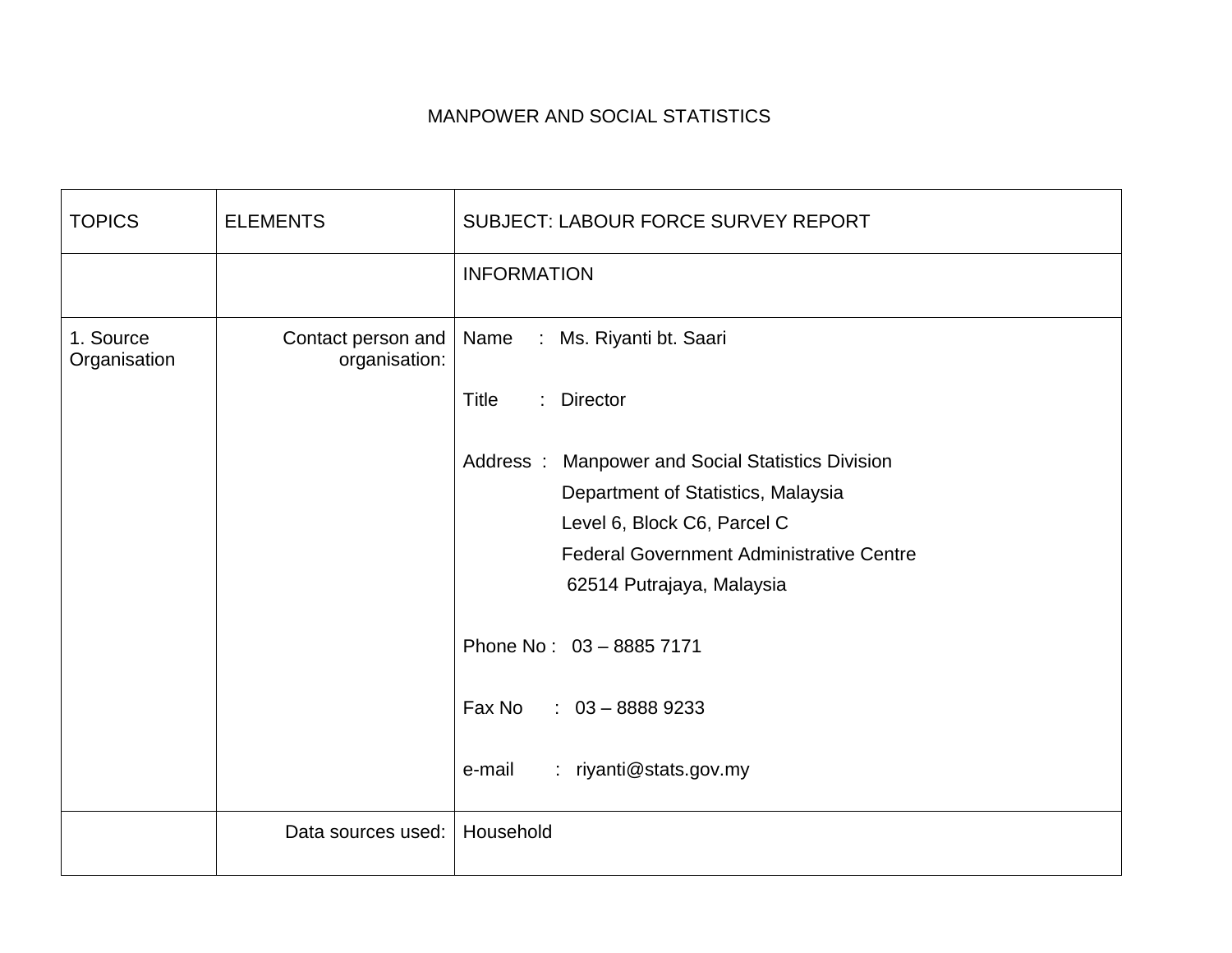# MANPOWER AND SOCIAL STATISTICS

| TOPICS | ELEMENTS | SUBJECT: LABOUR FORCE SURVEY REPORT |
|---|---|---|
| | | INFORMATION |
| 1. Source Organisation | Contact person and organisation: | Name : Ms. Riyanti bt. Saari<br><br>Title : Director<br><br>Address : Manpower and Social Statistics Division<br>Department of Statistics, Malaysia<br>Level 6, Block C6, Parcel C<br>Federal Government Administrative Centre<br>62514 Putrajaya, Malaysia<br><br>Phone No : 03 – 8885 7171<br><br>Fax No : 03 – 8888 9233<br><br>e-mail : riyanti@stats.gov.my |
| | Data sources used: | Household |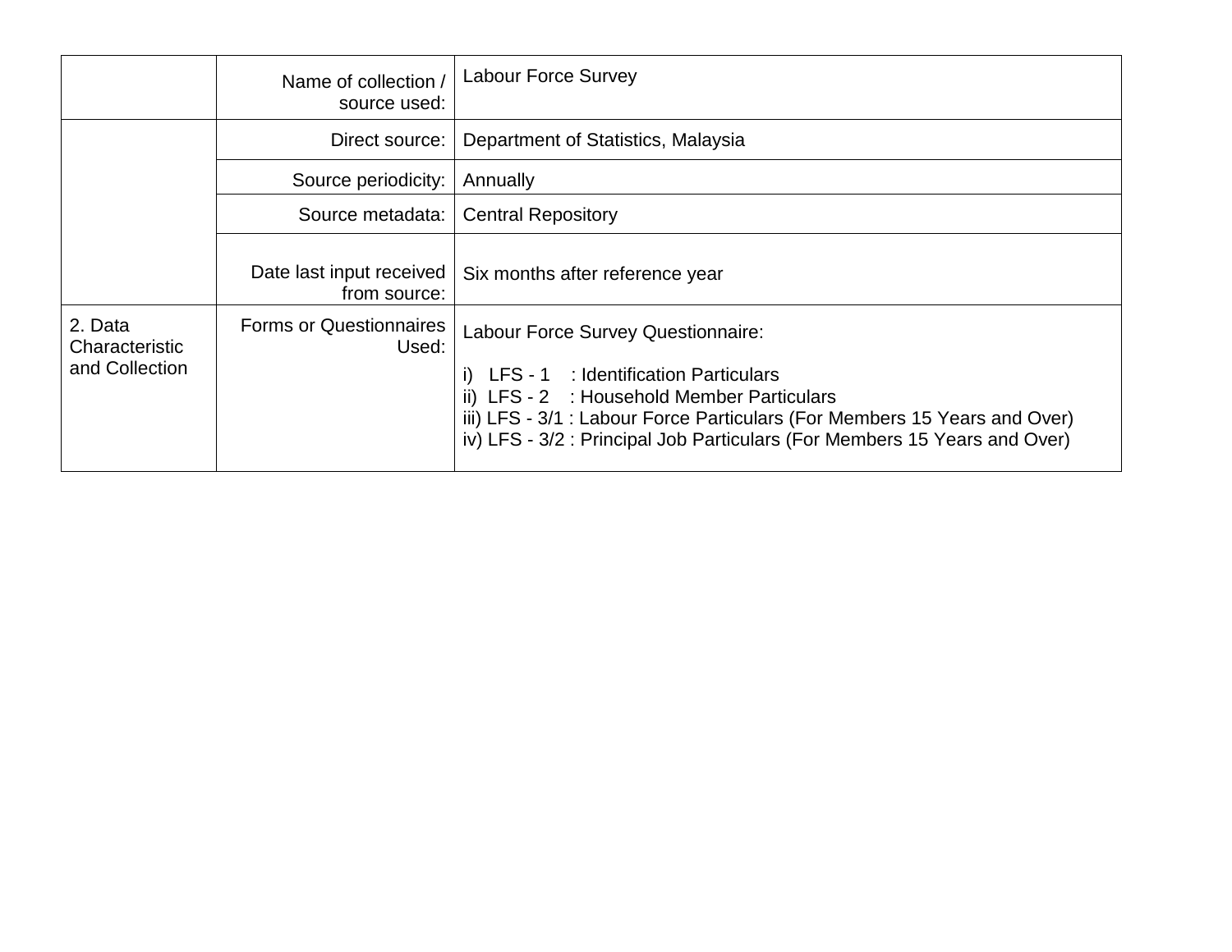| | | |
|---|---|---|
| | Name of collection / source used: | Labour Force Survey |
| | Direct source: | Department of Statistics, Malaysia |
| | Source periodicity: | Annually |
| | Source metadata: | Central Repository |
| | Date last input received from source: | Six months after reference year |
| 2. Data Characteristic and Collection | Forms or Questionnaires Used: | Labour Force Survey Questionnaire:<br><br>i) LFS - 1 : Identification Particulars<br>ii) LFS - 2 : Household Member Particulars<br>iii) LFS - 3/1 : Labour Force Particulars (For Members 15 Years and Over)<br>iv) LFS - 3/2 : Principal Job Particulars (For Members 15 Years and Over) |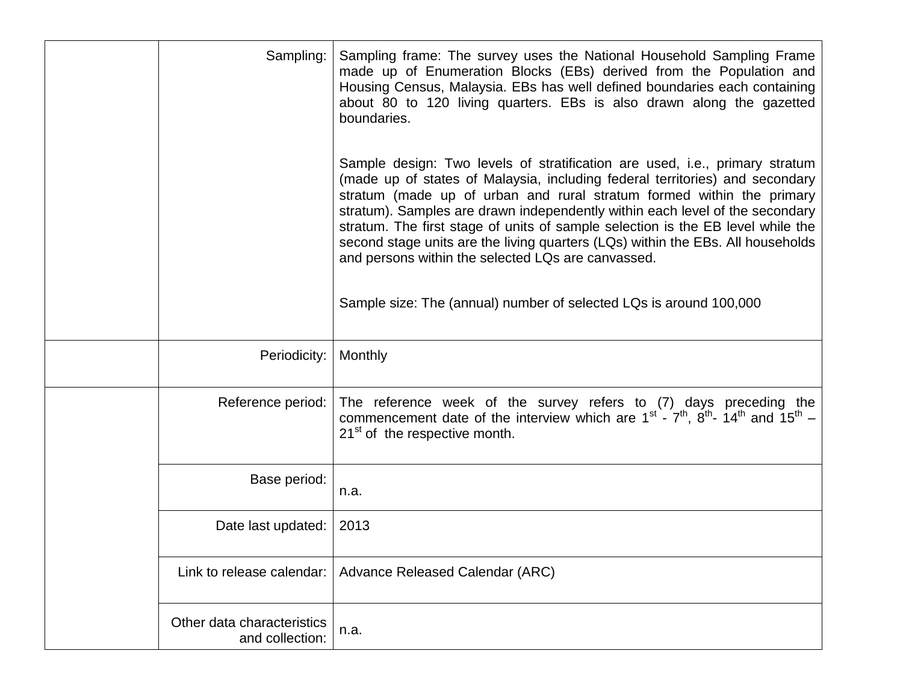| | | |
|---|---|---|
| | Sampling: | Sampling frame: The survey uses the National Household Sampling Frame made up of Enumeration Blocks (EBs) derived from the Population and Housing Census, Malaysia. EBs has well defined boundaries each containing about 80 to 120 living quarters. EBs is also drawn along the gazetted boundaries.<br><br>Sample design: Two levels of stratification are used, i.e., primary stratum (made up of states of Malaysia, including federal territories) and secondary stratum (made up of urban and rural stratum formed within the primary stratum). Samples are drawn independently within each level of the secondary stratum. The first stage of units of sample selection is the EB level while the second stage units are the living quarters (LQs) within the EBs. All households and persons within the selected LQs are canvassed.<br><br>Sample size: The (annual) number of selected LQs is around 100,000 |
| | Periodicity: | Monthly |
| | Reference period: | The reference week of the survey refers to (7) days preceding the commencement date of the interview which are 1st - 7th, 8th- 14th and 15th – 21st of the respective month. |
| | Base period: | n.a. |
| | Date last updated: | 2013 |
| | Link to release calendar: | Advance Released Calendar (ARC) |
| | Other data characteristics and collection: | n.a. |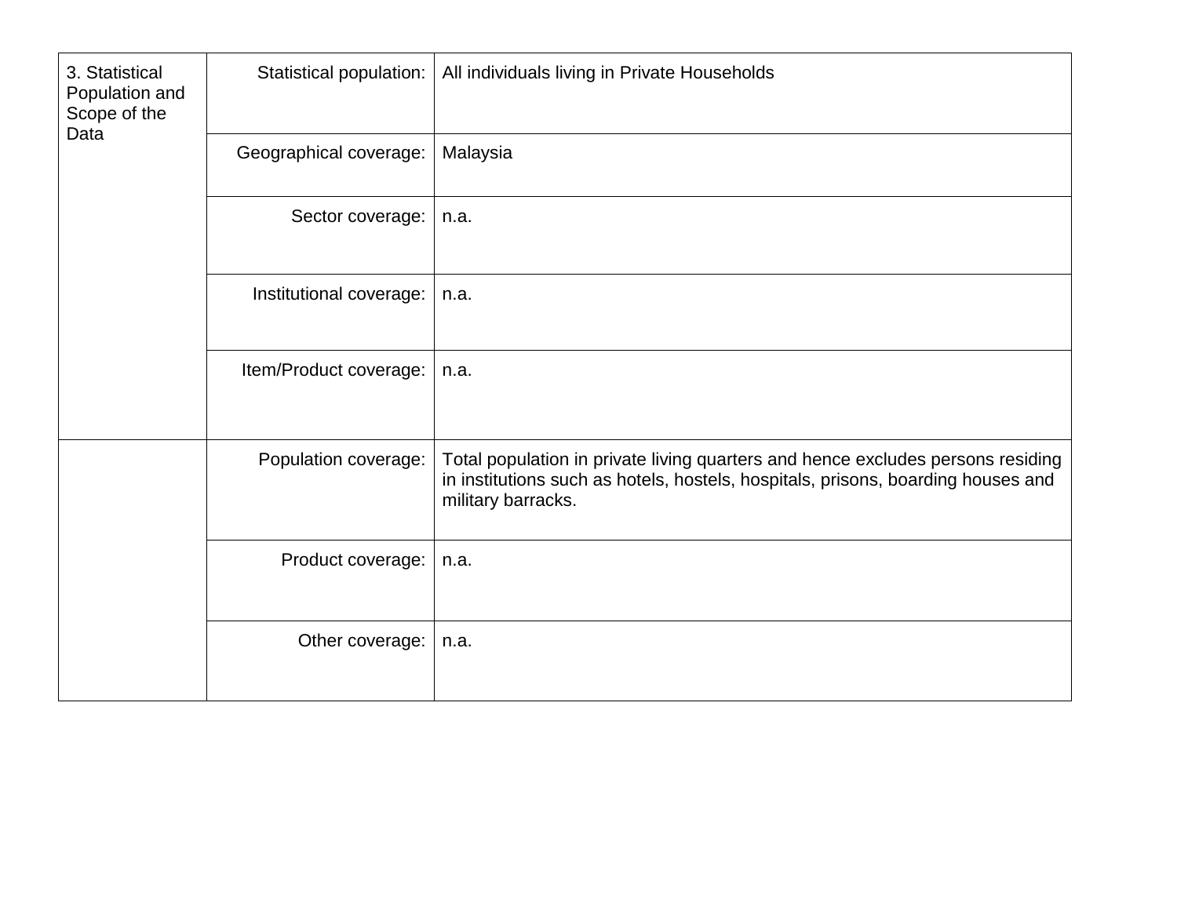| | | |
|---|---|---|
| 3. Statistical Population and Scope of the Data | Statistical population: | All individuals living in Private Households |
| | Geographical coverage: | Malaysia |
| | Sector coverage: | n.a. |
| | Institutional coverage: | n.a. |
| | Item/Product coverage: | n.a. |
| | Population coverage: | Total population in private living quarters and hence excludes persons residing in institutions such as hotels, hostels, hospitals, prisons, boarding houses and military barracks. |
| | Product coverage: | n.a. |
| | Other coverage: | n.a. |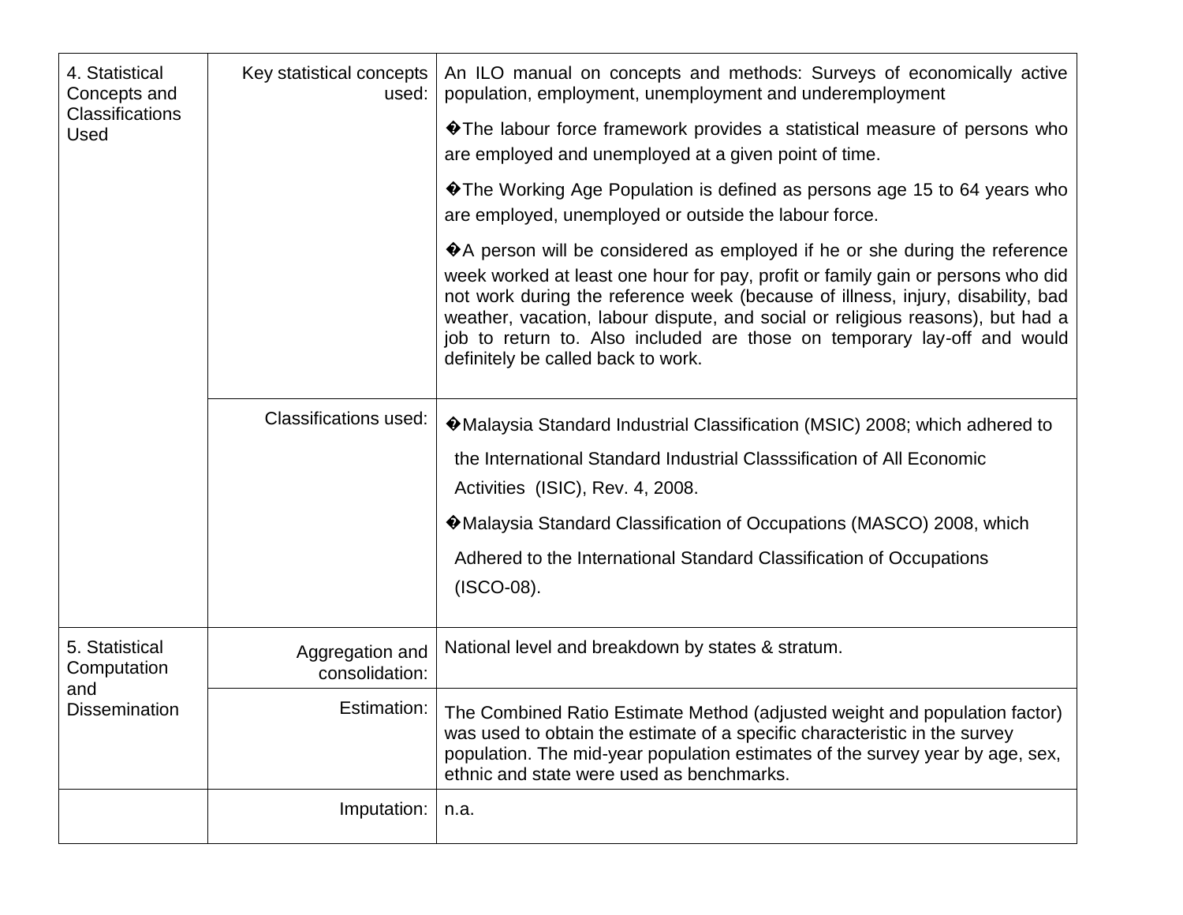| | | |
|---|---|---|
| 4. Statistical Concepts and Classifications Used | Key statistical concepts used: | An ILO manual on concepts and methods: Surveys of economically active population, employment, unemployment and underemployment<br><br>�The labour force framework provides a statistical measure of persons who are employed and unemployed at a given point of time.<br><br>�The Working Age Population is defined as persons age 15 to 64 years who are employed, unemployed or outside the labour force.<br><br>�A person will be considered as employed if he or she during the reference week worked at least one hour for pay, profit or family gain or persons who did not work during the reference week (because of illness, injury, disability, bad weather, vacation, labour dispute, and social or religious reasons), but had a job to return to. Also included are those on temporary lay-off and would definitely be called back to work. |
| | Classifications used: | �Malaysia Standard Industrial Classification (MSIC) 2008; which adhered to the International Standard Industrial Classsification of All Economic Activities (ISIC), Rev. 4, 2008.<br><br>�Malaysia Standard Classification of Occupations (MASCO) 2008, which Adhered to the International Standard Classification of Occupations (ISCO-08). |
| 5. Statistical Computation and Dissemination | Aggregation and consolidation: | National level and breakdown by states & stratum. |
| | Estimation: | The Combined Ratio Estimate Method (adjusted weight and population factor) was used to obtain the estimate of a specific characteristic in the survey population. The mid-year population estimates of the survey year by age, sex, ethnic and state were used as benchmarks. |
| | Imputation: | n.a. |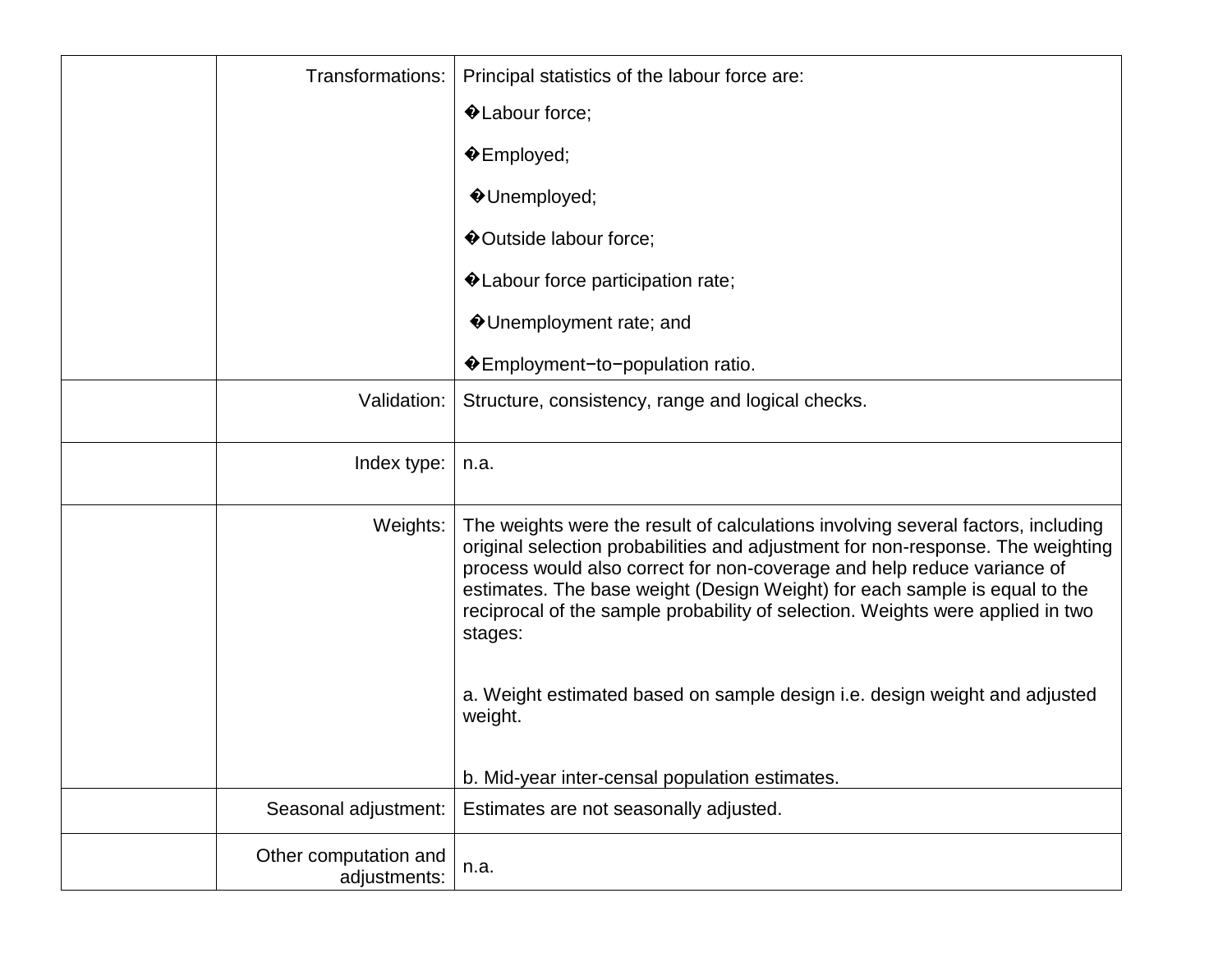| | | |
|---|---|---|
| | Transformations: | Principal statistics of the labour force are:<br>�Labour force;<br>�Employed;<br>�Unemployed;<br>�Outside labour force;<br>�Labour force participation rate;<br>�Unemployment rate; and<br>�Employment−to−population ratio. |
| | Validation: | Structure, consistency, range and logical checks. |
| | Index type: | n.a. |
| | Weights: | The weights were the result of calculations involving several factors, including original selection probabilities and adjustment for non-response. The weighting process would also correct for non-coverage and help reduce variance of estimates. The base weight (Design Weight) for each sample is equal to the reciprocal of the sample probability of selection. Weights were applied in two stages:<br><br>a. Weight estimated based on sample design i.e. design weight and adjusted weight.<br><br>b. Mid-year inter-censal population estimates. |
| | Seasonal adjustment: | Estimates are not seasonally adjusted. |
| | Other computation and adjustments: | n.a. |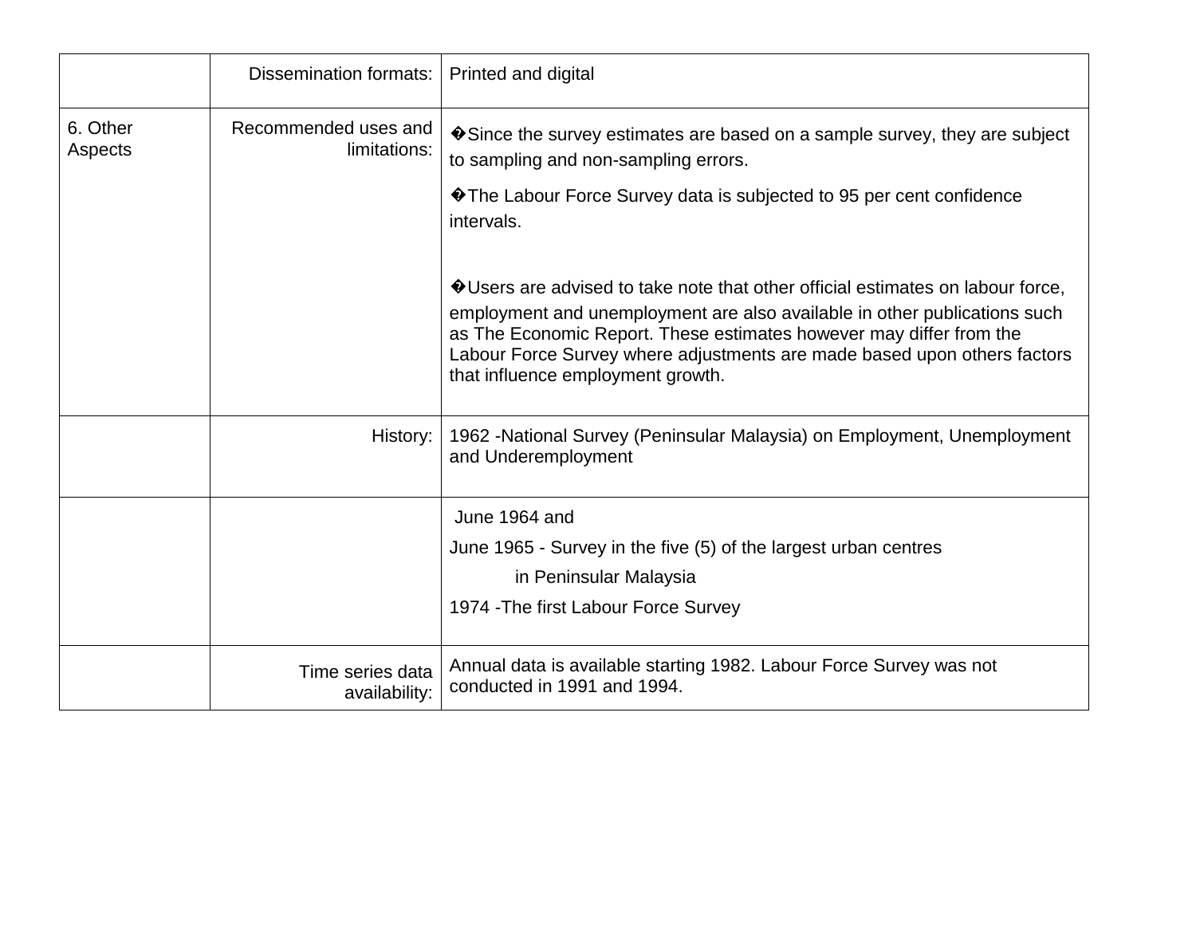| | | |
|---|---|---|
| | Dissemination formats: | Printed and digital |
| 6. Other Aspects | Recommended uses and limitations: | �Since the survey estimates are based on a sample survey, they are subject to sampling and non-sampling errors.<br><br>�The Labour Force Survey data is subjected to 95 per cent confidence intervals.<br><br>�Users are advised to take note that other official estimates on labour force, employment and unemployment are also available in other publications such as The Economic Report. These estimates however may differ from the Labour Force Survey where adjustments are made based upon others factors that influence employment growth. |
| | History: | 1962 -National Survey (Peninsular Malaysia) on Employment, Unemployment and Underemployment |
| | | June 1964 and<br>June 1965 - Survey in the five (5) of the largest urban centres in Peninsular Malaysia<br>1974 -The first Labour Force Survey |
| | Time series data availability: | Annual data is available starting 1982. Labour Force Survey was not conducted in 1991 and 1994. |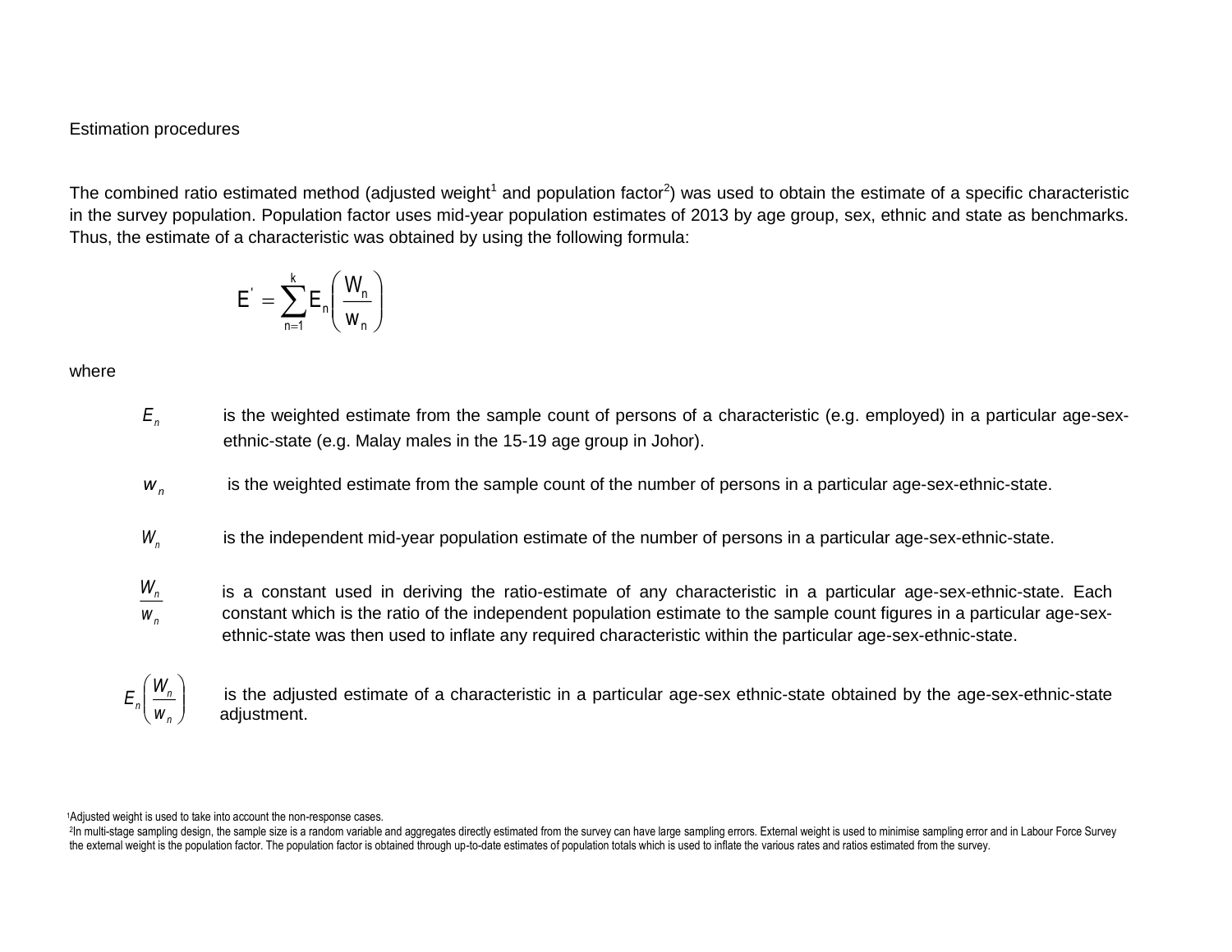Estimation procedures

The combined ratio estimated method (adjusted weight[1] and population factor[2]) was used to obtain the estimate of a specific characteristic in the survey population. Population factor uses mid-year population estimates of 2013 by age group, sex, ethnic and state as benchmarks. Thus, the estimate of a characteristic was obtained by using the following formula:

$$E' = \sum_{n=1}^{k} E_n \left( \frac{W_n}{w_n} \right)$$

where

$E_n$ is the weighted estimate from the sample count of persons of a characteristic (e.g. employed) in a particular age-sex-ethnic-state (e.g. Malay males in the 15-19 age group in Johor).

$w_n$ is the weighted estimate from the sample count of the number of persons in a particular age-sex-ethnic-state.

$W_n$ is the independent mid-year population estimate of the number of persons in a particular age-sex-ethnic-state.

$\frac{W_n}{w_n}$ is a constant used in deriving the ratio-estimate of any characteristic in a particular age-sex-ethnic-state. Each constant which is the ratio of the independent population estimate to the sample count figures in a particular age-sex-ethnic-state was then used to inflate any required characteristic within the particular age-sex-ethnic-state.

$E_n \left( \frac{W_n}{w_n} \right)$ is the adjusted estimate of a characteristic in a particular age-sex ethnic-state obtained by the age-sex-ethnic-state adjustment.

[1]Adjusted weight is used to take into account the non-response cases.

[2]In multi-stage sampling design, the sample size is a random variable and aggregates directly estimated from the survey can have large sampling errors. External weight is used to minimise sampling error and in Labour Force Survey the external weight is the population factor. The population factor is obtained through up-to-date estimates of population totals which is used to inflate the various rates and ratios estimated from the survey.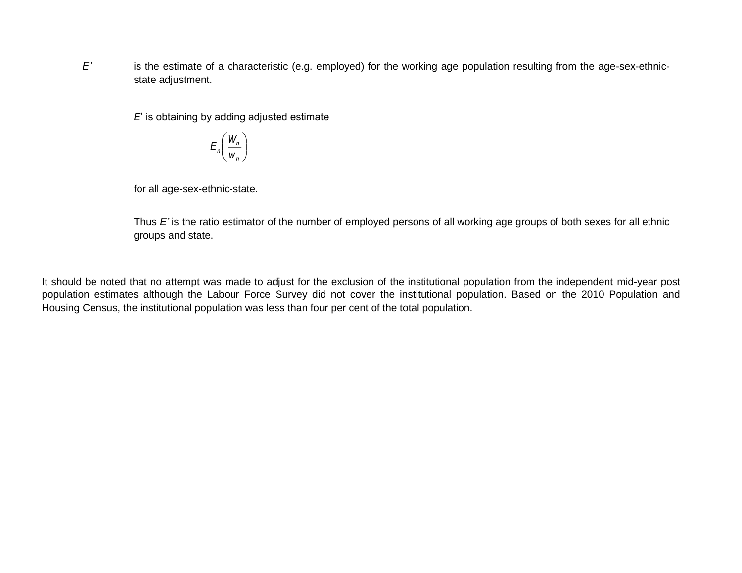$E'$ is the estimate of a characteristic (e.g. employed) for the working age population resulting from the age-sex-ethnic-state adjustment.

$E'$ is obtaining by adding adjusted estimate

$$E_n\left(\frac{W_n}{w_n}\right)$$

for all age-sex-ethnic-state.

Thus $E'$ is the ratio estimator of the number of employed persons of all working age groups of both sexes for all ethnic groups and state.

It should be noted that no attempt was made to adjust for the exclusion of the institutional population from the independent mid-year post population estimates although the Labour Force Survey did not cover the institutional population. Based on the 2010 Population and Housing Census, the institutional population was less than four per cent of the total population.